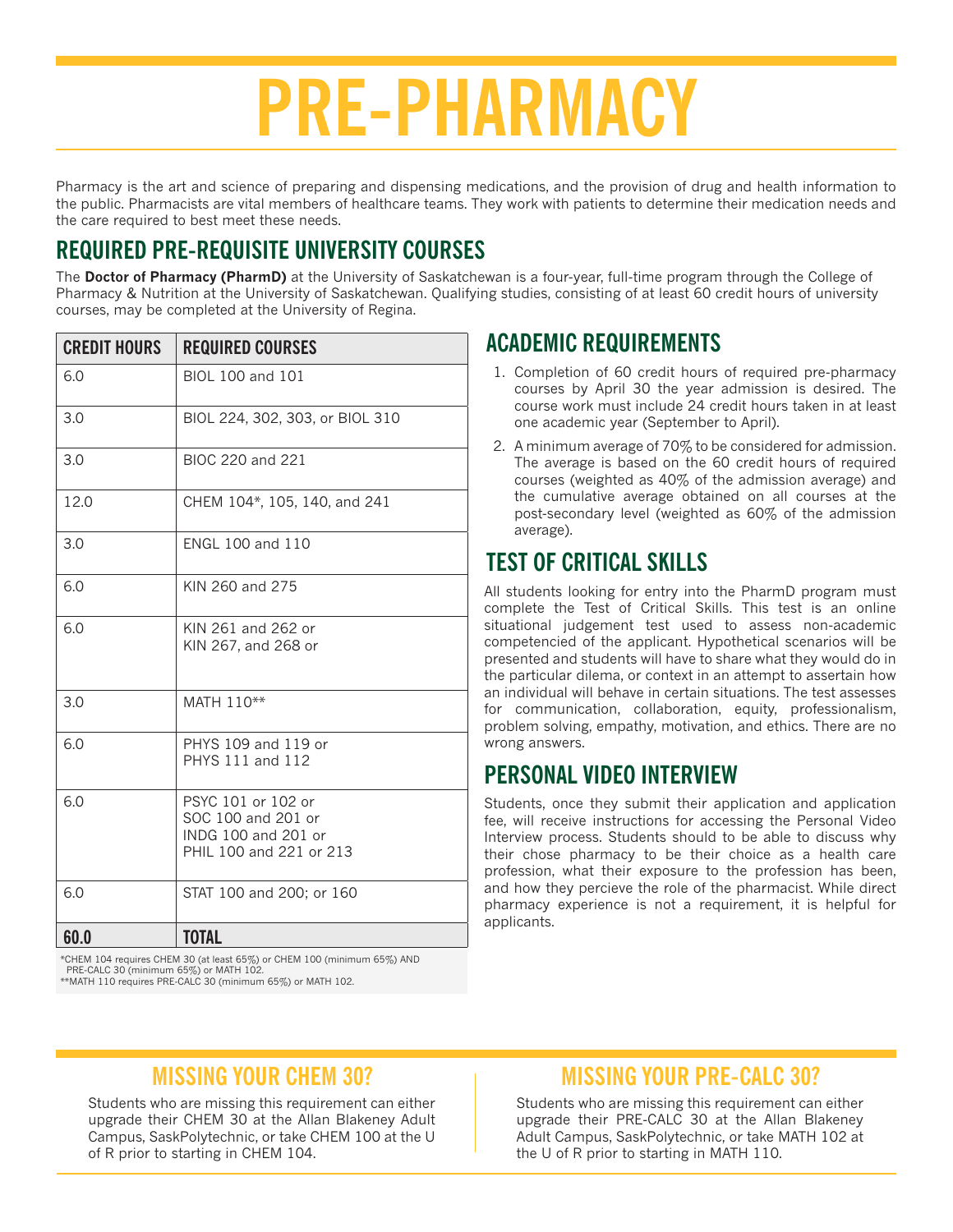# PRE-PHARMACY

Pharmacy is the art and science of preparing and dispensing medications, and the provision of drug and health information to the public. Pharmacists are vital members of healthcare teams. They work with patients to determine their medication needs and the care required to best meet these needs.

## REQUIRED PRE-REQUISITE UNIVERSITY COURSES

The **Doctor of Pharmacy (PharmD)** at the University of Saskatchewan is a four-year, full-time program through the College of Pharmacy & Nutrition at the University of Saskatchewan. Qualifying studies, consisting of at least 60 credit hours of university courses, may be completed at the University of Regina.

| CREDIT HOURS | REQUIRED COURSES |
|---|---|
| 6.0 | BIOL 100 and 101 |
| 3.0 | BIOL 224, 302, 303, or BIOL 310 |
| 3.0 | BIOC 220 and 221 |
| 12.0 | CHEM 104*, 105, 140, and 241 |
| 3.0 | ENGL 100 and 110 |
| 6.0 | KIN 260 and 275 |
| 6.0 | KIN 261 and 262 or<br>KIN 267, and 268 or |
| 3.0 | MATH 110** |
| 6.0 | PHYS 109 and 119 or<br>PHYS 111 and 112 |
| 6.0 | PSYC 101 or 102 or<br>SOC 100 and 201 or<br>INDG 100 and 201 or<br>PHIL 100 and 221 or 213 |
| 6.0 | STAT 100 and 200; or 160 |
| **60.0** | **TOTAL** |

*CHEM 104 requires CHEM 30 (at least 65%) or CHEM 100 (minimum 65%) AND PRE-CALC 30 (minimum 65%) or MATH 102.
**MATH 110 requires PRE-CALC 30 (minimum 65%) or MATH 102.

## ACADEMIC REQUIREMENTS

1. Completion of 60 credit hours of required pre-pharmacy courses by April 30 the year admission is desired. The course work must include 24 credit hours taken in at least one academic year (September to April).
2. A minimum average of 70% to be considered for admission. The average is based on the 60 credit hours of required courses (weighted as 40% of the admission average) and the cumulative average obtained on all courses at the post-secondary level (weighted as 60% of the admission average).

## TEST OF CRITICAL SKILLS

All students looking for entry into the PharmD program must complete the Test of Critical Skills. This test is an online situational judgement test used to assess non-academic competencied of the applicant. Hypothetical scenarios will be presented and students will have to share what they would do in the particular dilema, or context in an attempt to assertain how an individual will behave in certain situations. The test assesses for communication, collaboration, equity, professionalism, problem solving, empathy, motivation, and ethics. There are no wrong answers.

## PERSONAL VIDEO INTERVIEW

Students, once they submit their application and application fee, will receive instructions for accessing the Personal Video Interview process. Students should to be able to discuss why their chose pharmacy to be their choice as a health care profession, what their exposure to the profession has been, and how they percieve the role of the pharmacist. While direct pharmacy experience is not a requirement, it is helpful for applicants.

## MISSING YOUR CHEM 30?

Students who are missing this requirement can either upgrade their CHEM 30 at the Allan Blakeney Adult Campus, SaskPolytechnic, or take CHEM 100 at the U of R prior to starting in CHEM 104.

## MISSING YOUR PRE-CALC 30?

Students who are missing this requirement can either upgrade their PRE-CALC 30 at the Allan Blakeney Adult Campus, SaskPolytechnic, or take MATH 102 at the U of R prior to starting in MATH 110.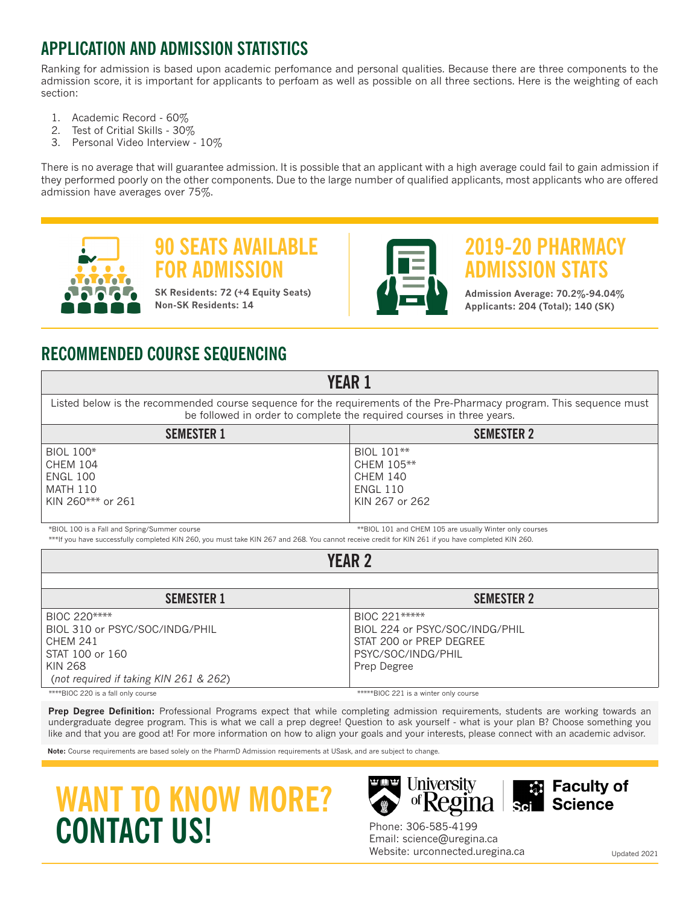## APPLICATION AND ADMISSION STATISTICS

Ranking for admission is based upon academic perfomance and personal qualities. Because there are three components to the admission score, it is important for applicants to perfoam as well as possible on all three sections. Here is the weighting of each section:

1. Academic Record - 60%
2. Test of Critial Skills - 30%
3. Personal Video Interview - 10%

There is no average that will guarantee admission. It is possible that an applicant with a high average could fail to gain admission if they performed poorly on the other components. Due to the large number of qualified applicants, most applicants who are offered admission have averages over 75%.

### 90 SEATS AVAILABLE FOR ADMISSION

**SK Residents: 72 (+4 Equity Seats)**
**Non-SK Residents: 14**

### 2019-20 PHARMACY ADMISSION STATS

**Admission Average: 70.2%-94.04%**
**Applicants: 204 (Total); 140 (SK)**

## RECOMMENDED COURSE SEQUENCING

### YEAR 1

Listed below is the recommended course sequence for the requirements of the Pre-Pharmacy program. This sequence must be followed in order to complete the required courses in three years.

| SEMESTER 1 | SEMESTER 2 |
|---|---|
| BIOL 100* | BIOL 101** |
| CHEM 104 | CHEM 105** |
| ENGL 100 | CHEM 140 |
| MATH 110 | ENGL 110 |
| KIN 260*** or 261 | KIN 267 or 262 |

*BIOL 100 is a Fall and Spring/Summer course

**BIOL 101 and CHEM 105 are usually Winter only courses

***If you have successfully completed KIN 260, you must take KIN 267 and 268. You cannot receive credit for KIN 261 if you have completed KIN 260.

### YEAR 2

| SEMESTER 1 | SEMESTER 2 |
|---|---|
| BIOC 220**** | BIOC 221***** |
| BIOL 310 or PSYC/SOC/INDG/PHIL | BIOL 224 or PSYC/SOC/INDG/PHIL |
| CHEM 241 | STAT 200 or PREP DEGREE |
| STAT 100 or 160 | PSYC/SOC/INDG/PHIL |
| KIN 268 (*not required if taking KIN 261 & 262*) | Prep Degree |

****BIOC 220 is a fall only course

*****BIOC 221 is a winter only course

**Prep Degree Definition:** Professional Programs expect that while completing admission requirements, students are working towards an undergraduate degree program. This is what we call a prep degree! Question to ask yourself - what is your plan B? Choose something you like and that you are good at! For more information on how to align your goals and your interests, please connect with an academic advisor.

**Note:** Course requirements are based solely on the PharmD Admission requirements at USask, and are subject to change.

## WANT TO KNOW MORE? CONTACT US!

University of Regina | Faculty of Science

Phone: 306-585-4199
Email: science@uregina.ca
Website: urconnected.uregina.ca

Updated 2021